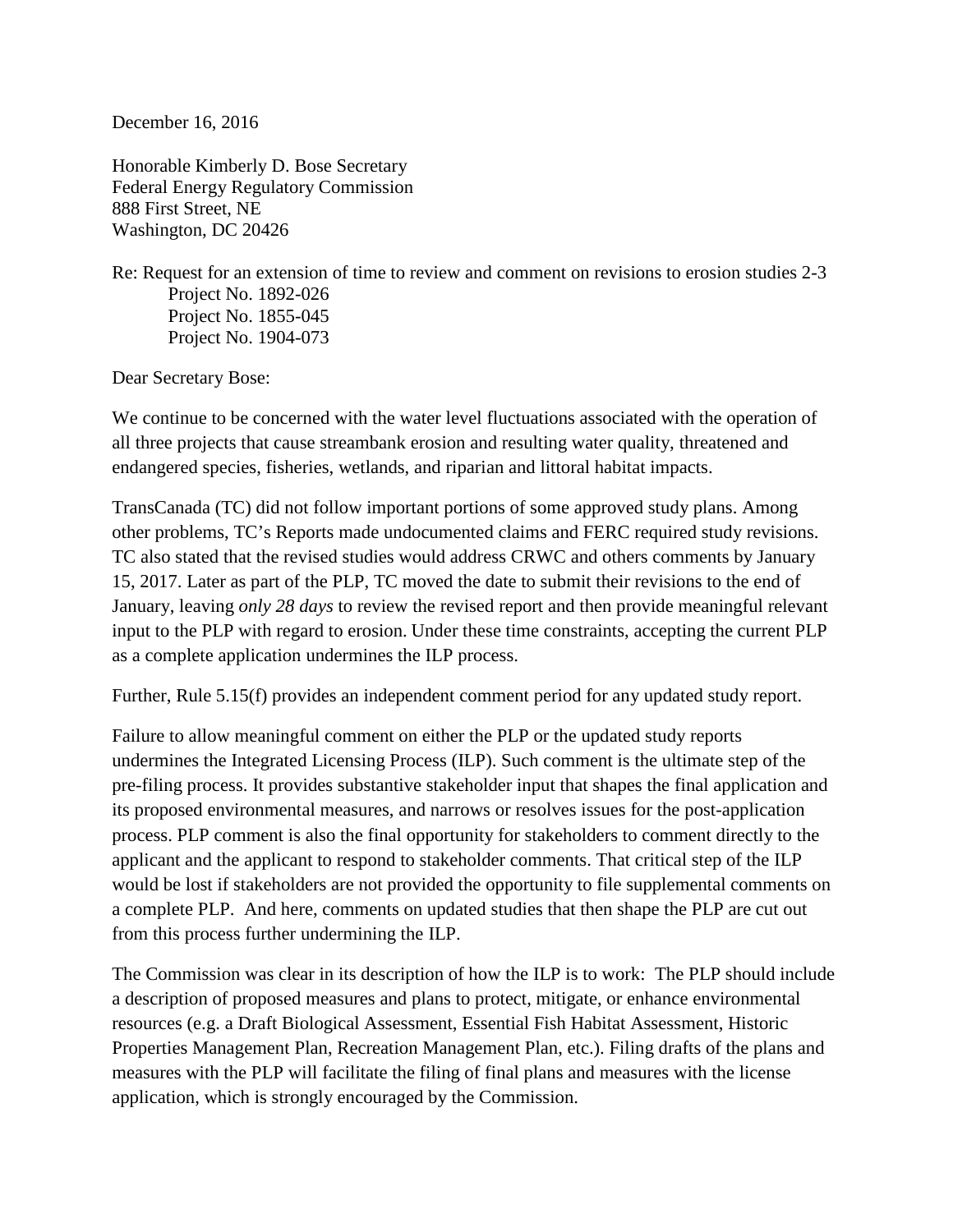December 16, 2016

Honorable Kimberly D. Bose Secretary
Federal Energy Regulatory Commission
888 First Street, NE
Washington, DC 20426

Re: Request for an extension of time to review and comment on revisions to erosion studies 2-3
    Project No. 1892-026
    Project No. 1855-045
    Project No. 1904-073

Dear Secretary Bose:

We continue to be concerned with the water level fluctuations associated with the operation of all three projects that cause streambank erosion and resulting water quality, threatened and endangered species, fisheries, wetlands, and riparian and littoral habitat impacts.

TransCanada (TC) did not follow important portions of some approved study plans. Among other problems, TC's Reports made undocumented claims and FERC required study revisions. TC also stated that the revised studies would address CRWC and others comments by January 15, 2017. Later as part of the PLP, TC moved the date to submit their revisions to the end of January, leaving *only 28 days* to review the revised report and then provide meaningful relevant input to the PLP with regard to erosion. Under these time constraints, accepting the current PLP as a complete application undermines the ILP process.

Further, Rule 5.15(f) provides an independent comment period for any updated study report.

Failure to allow meaningful comment on either the PLP or the updated study reports undermines the Integrated Licensing Process (ILP). Such comment is the ultimate step of the pre-filing process. It provides substantive stakeholder input that shapes the final application and its proposed environmental measures, and narrows or resolves issues for the post-application process. PLP comment is also the final opportunity for stakeholders to comment directly to the applicant and the applicant to respond to stakeholder comments. That critical step of the ILP would be lost if stakeholders are not provided the opportunity to file supplemental comments on a complete PLP. And here, comments on updated studies that then shape the PLP are cut out from this process further undermining the ILP.

The Commission was clear in its description of how the ILP is to work: The PLP should include a description of proposed measures and plans to protect, mitigate, or enhance environmental resources (e.g. a Draft Biological Assessment, Essential Fish Habitat Assessment, Historic Properties Management Plan, Recreation Management Plan, etc.). Filing drafts of the plans and measures with the PLP will facilitate the filing of final plans and measures with the license application, which is strongly encouraged by the Commission.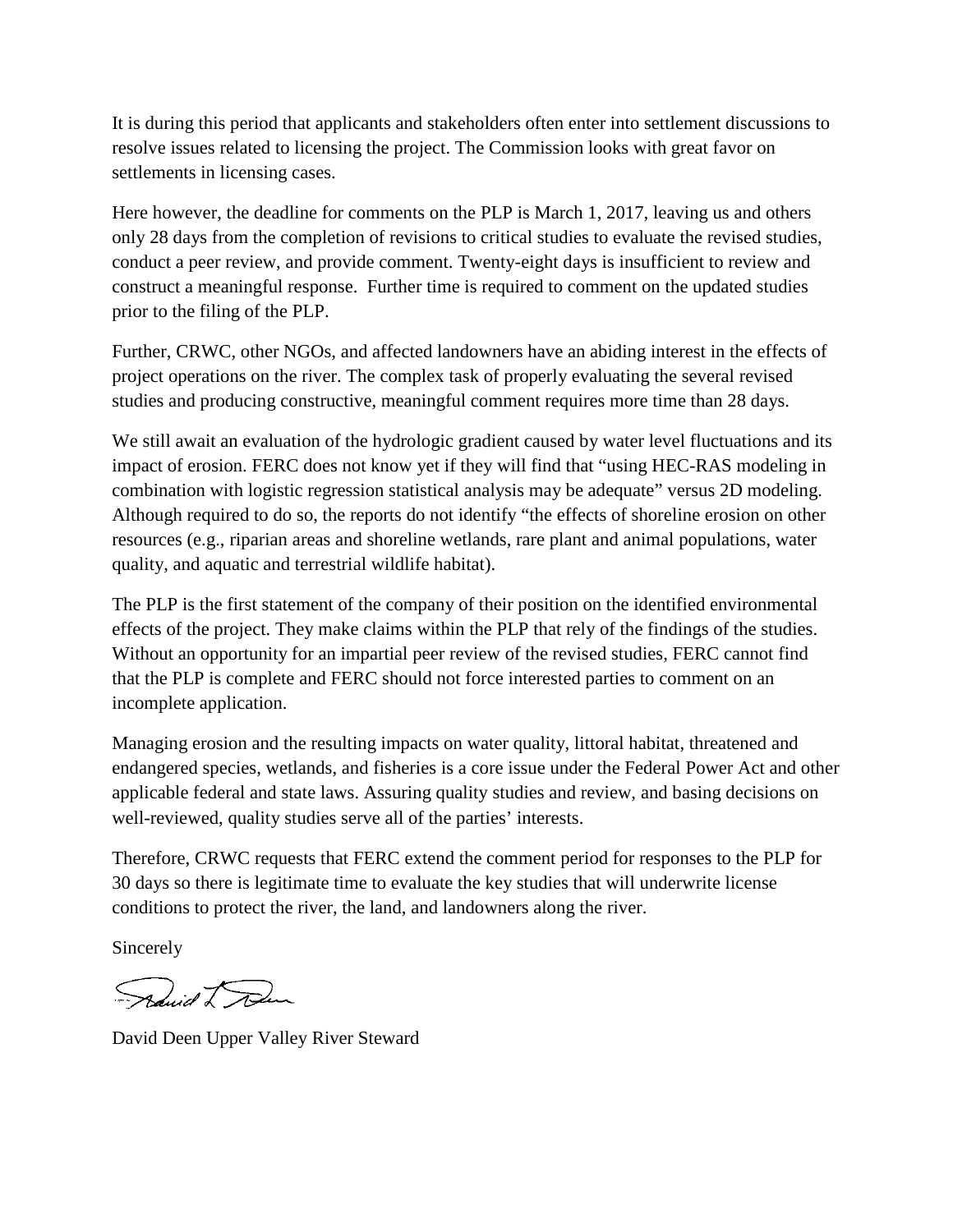It is during this period that applicants and stakeholders often enter into settlement discussions to resolve issues related to licensing the project. The Commission looks with great favor on settlements in licensing cases.

Here however, the deadline for comments on the PLP is March 1, 2017, leaving us and others only 28 days from the completion of revisions to critical studies to evaluate the revised studies, conduct a peer review, and provide comment. Twenty-eight days is insufficient to review and construct a meaningful response. Further time is required to comment on the updated studies prior to the filing of the PLP.

Further, CRWC, other NGOs, and affected landowners have an abiding interest in the effects of project operations on the river. The complex task of properly evaluating the several revised studies and producing constructive, meaningful comment requires more time than 28 days.

We still await an evaluation of the hydrologic gradient caused by water level fluctuations and its impact of erosion. FERC does not know yet if they will find that "using HEC-RAS modeling in combination with logistic regression statistical analysis may be adequate" versus 2D modeling. Although required to do so, the reports do not identify "the effects of shoreline erosion on other resources (e.g., riparian areas and shoreline wetlands, rare plant and animal populations, water quality, and aquatic and terrestrial wildlife habitat).

The PLP is the first statement of the company of their position on the identified environmental effects of the project. They make claims within the PLP that rely of the findings of the studies. Without an opportunity for an impartial peer review of the revised studies, FERC cannot find that the PLP is complete and FERC should not force interested parties to comment on an incomplete application.

Managing erosion and the resulting impacts on water quality, littoral habitat, threatened and endangered species, wetlands, and fisheries is a core issue under the Federal Power Act and other applicable federal and state laws. Assuring quality studies and review, and basing decisions on well-reviewed, quality studies serve all of the parties' interests.

Therefore, CRWC requests that FERC extend the comment period for responses to the PLP for 30 days so there is legitimate time to evaluate the key studies that will underwrite license conditions to protect the river, the land, and landowners along the river.

Sincerely

David Deen Upper Valley River Steward